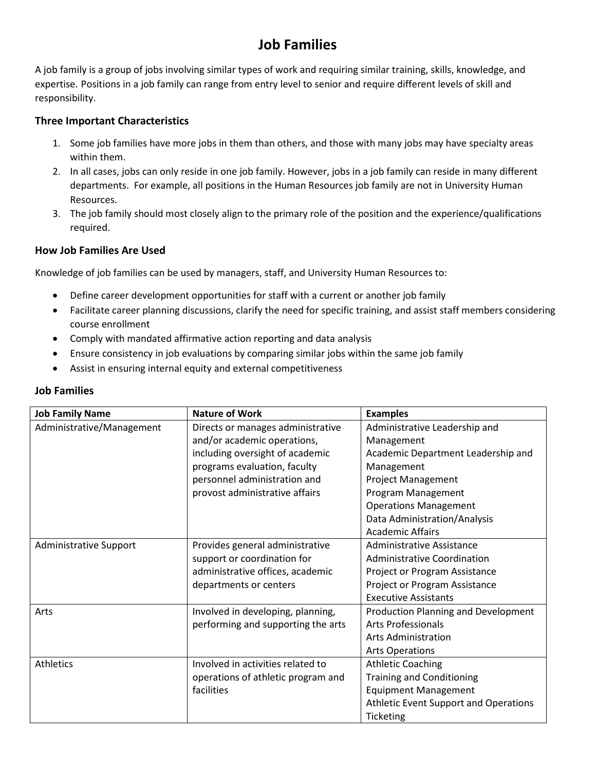# Job Families

A job family is a group of jobs involving similar types of work and requiring similar training, skills, knowledge, and expertise. Positions in a job family can range from entry level to senior and require different levels of skill and responsibility.

### Three Important Characteristics

1. Some job families have more jobs in them than others, and those with many jobs may have specialty areas within them.
2. In all cases, jobs can only reside in one job family. However, jobs in a job family can reside in many different departments. For example, all positions in the Human Resources job family are not in University Human Resources.
3. The job family should most closely align to the primary role of the position and the experience/qualifications required.

### How Job Families Are Used

Knowledge of job families can be used by managers, staff, and University Human Resources to:

- Define career development opportunities for staff with a current or another job family
- Facilitate career planning discussions, clarify the need for specific training, and assist staff members considering course enrollment
- Comply with mandated affirmative action reporting and data analysis
- Ensure consistency in job evaluations by comparing similar jobs within the same job family
- Assist in ensuring internal equity and external competitiveness

### Job Families

| Job Family Name | Nature of Work | Examples |
|---|---|---|
| Administrative/Management | Directs or manages administrative and/or academic operations, including oversight of academic programs evaluation, faculty personnel administration and provost administrative affairs | Administrative Leadership and Management<br>Academic Department Leadership and Management<br>Project Management<br>Program Management<br>Operations Management<br>Data Administration/Analysis<br>Academic Affairs |
| Administrative Support | Provides general administrative support or coordination for administrative offices, academic departments or centers | Administrative Assistance<br>Administrative Coordination<br>Project or Program Assistance<br>Project or Program Assistance<br>Executive Assistants |
| Arts | Involved in developing, planning, performing and supporting the arts | Production Planning and Development<br>Arts Professionals<br>Arts Administration<br>Arts Operations |
| Athletics | Involved in activities related to operations of athletic program and facilities | Athletic Coaching<br>Training and Conditioning<br>Equipment Management<br>Athletic Event Support and Operations<br>Ticketing |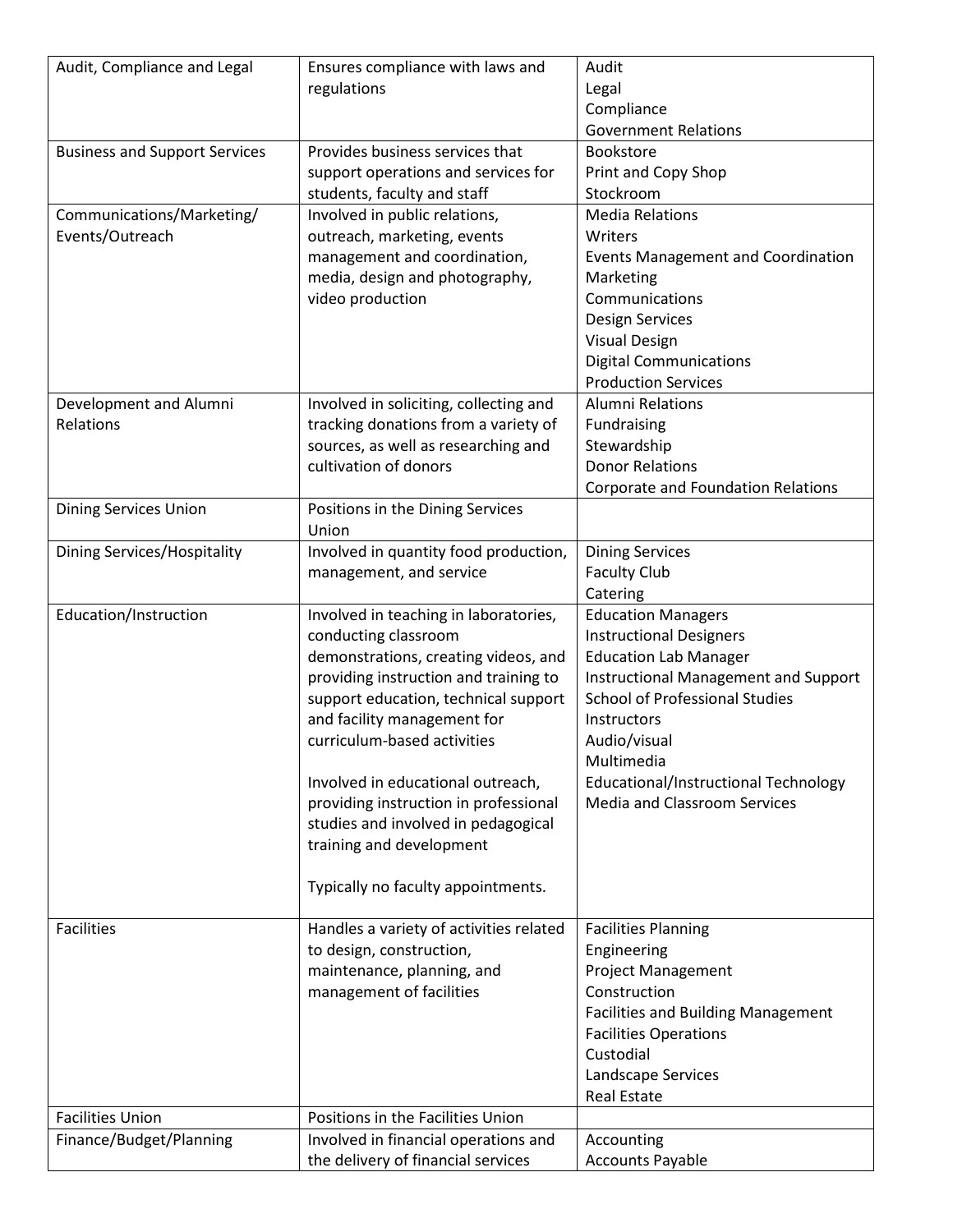| | | |
|---|---|---|
| Audit, Compliance and Legal | Ensures compliance with laws and regulations | Audit<br>Legal<br>Compliance<br>Government Relations |
| Business and Support Services | Provides business services that support operations and services for students, faculty and staff | Bookstore<br>Print and Copy Shop<br>Stockroom |
| Communications/Marketing/ Events/Outreach | Involved in public relations, outreach, marketing, events management and coordination, media, design and photography, video production | Media Relations<br>Writers<br>Events Management and Coordination<br>Marketing<br>Communications<br>Design Services<br>Visual Design<br>Digital Communications<br>Production Services |
| Development and Alumni Relations | Involved in soliciting, collecting and tracking donations from a variety of sources, as well as researching and cultivation of donors | Alumni Relations<br>Fundraising<br>Stewardship<br>Donor Relations<br>Corporate and Foundation Relations |
| Dining Services Union | Positions in the Dining Services Union | |
| Dining Services/Hospitality | Involved in quantity food production, management, and service | Dining Services<br>Faculty Club<br>Catering |
| Education/Instruction | Involved in teaching in laboratories, conducting classroom demonstrations, creating videos, and providing instruction and training to support education, technical support and facility management for curriculum-based activities<br><br>Involved in educational outreach, providing instruction in professional studies and involved in pedagogical training and development<br><br>Typically no faculty appointments. | Education Managers<br>Instructional Designers<br>Education Lab Manager<br>Instructional Management and Support<br>School of Professional Studies<br>Instructors<br>Audio/visual<br>Multimedia<br>Educational/Instructional Technology<br>Media and Classroom Services |
| Facilities | Handles a variety of activities related to design, construction, maintenance, planning, and management of facilities | Facilities Planning<br>Engineering<br>Project Management<br>Construction<br>Facilities and Building Management<br>Facilities Operations<br>Custodial<br>Landscape Services<br>Real Estate |
| Facilities Union | Positions in the Facilities Union | |
| Finance/Budget/Planning | Involved in financial operations and the delivery of financial services | Accounting<br>Accounts Payable |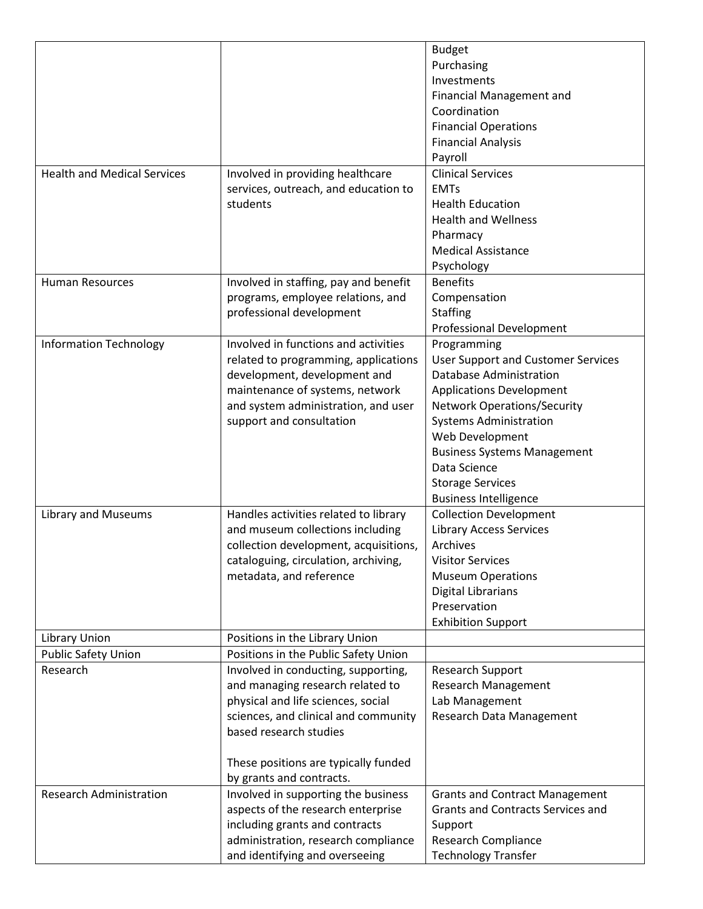| | | |
|---|---|---|
| | | Budget<br>Purchasing<br>Investments<br>Financial Management and Coordination<br>Financial Operations<br>Financial Analysis<br>Payroll |
| Health and Medical Services | Involved in providing healthcare services, outreach, and education to students | Clinical Services<br>EMTs<br>Health Education<br>Health and Wellness<br>Pharmacy<br>Medical Assistance<br>Psychology |
| Human Resources | Involved in staffing, pay and benefit programs, employee relations, and professional development | Benefits<br>Compensation<br>Staffing<br>Professional Development |
| Information Technology | Involved in functions and activities related to programming, applications development, development and maintenance of systems, network and system administration, and user support and consultation | Programming<br>User Support and Customer Services<br>Database Administration<br>Applications Development<br>Network Operations/Security<br>Systems Administration<br>Web Development<br>Business Systems Management<br>Data Science<br>Storage Services<br>Business Intelligence |
| Library and Museums | Handles activities related to library and museum collections including collection development, acquisitions, cataloguing, circulation, archiving, metadata, and reference | Collection Development<br>Library Access Services<br>Archives<br>Visitor Services<br>Museum Operations<br>Digital Librarians<br>Preservation<br>Exhibition Support |
| Library Union | Positions in the Library Union | |
| Public Safety Union | Positions in the Public Safety Union | |
| Research | Involved in conducting, supporting, and managing research related to physical and life sciences, social sciences, and clinical and community based research studies<br><br>These positions are typically funded by grants and contracts. | Research Support<br>Research Management<br>Lab Management<br>Research Data Management |
| Research Administration | Involved in supporting the business aspects of the research enterprise including grants and contracts administration, research compliance and identifying and overseeing | Grants and Contract Management<br>Grants and Contracts Services and Support<br>Research Compliance<br>Technology Transfer |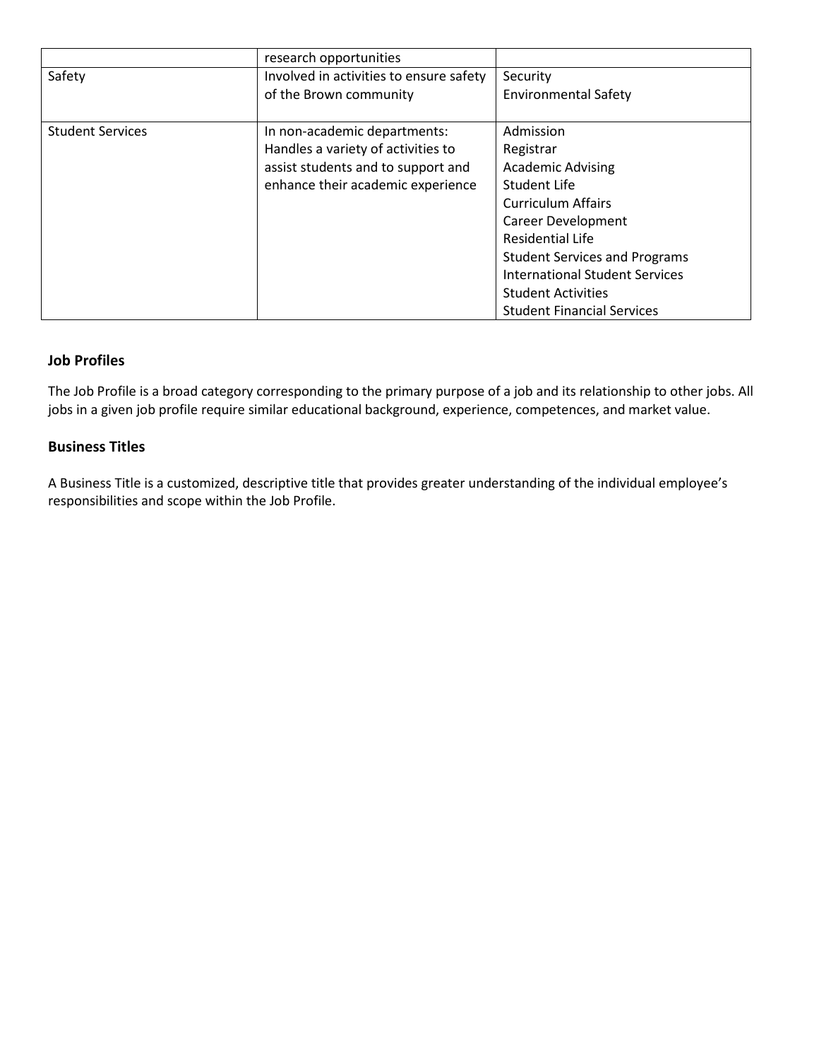| | | |
|---|---|---|
| | research opportunities | |
| Safety | Involved in activities to ensure safety of the Brown community | Security<br>Environmental Safety |
| Student Services | In non-academic departments: Handles a variety of activities to assist students and to support and enhance their academic experience | Admission<br>Registrar<br>Academic Advising<br>Student Life<br>Curriculum Affairs<br>Career Development<br>Residential Life<br>Student Services and Programs<br>International Student Services<br>Student Activities<br>Student Financial Services |

### Job Profiles

The Job Profile is a broad category corresponding to the primary purpose of a job and its relationship to other jobs. All jobs in a given job profile require similar educational background, experience, competences, and market value.

### Business Titles

A Business Title is a customized, descriptive title that provides greater understanding of the individual employee's responsibilities and scope within the Job Profile.